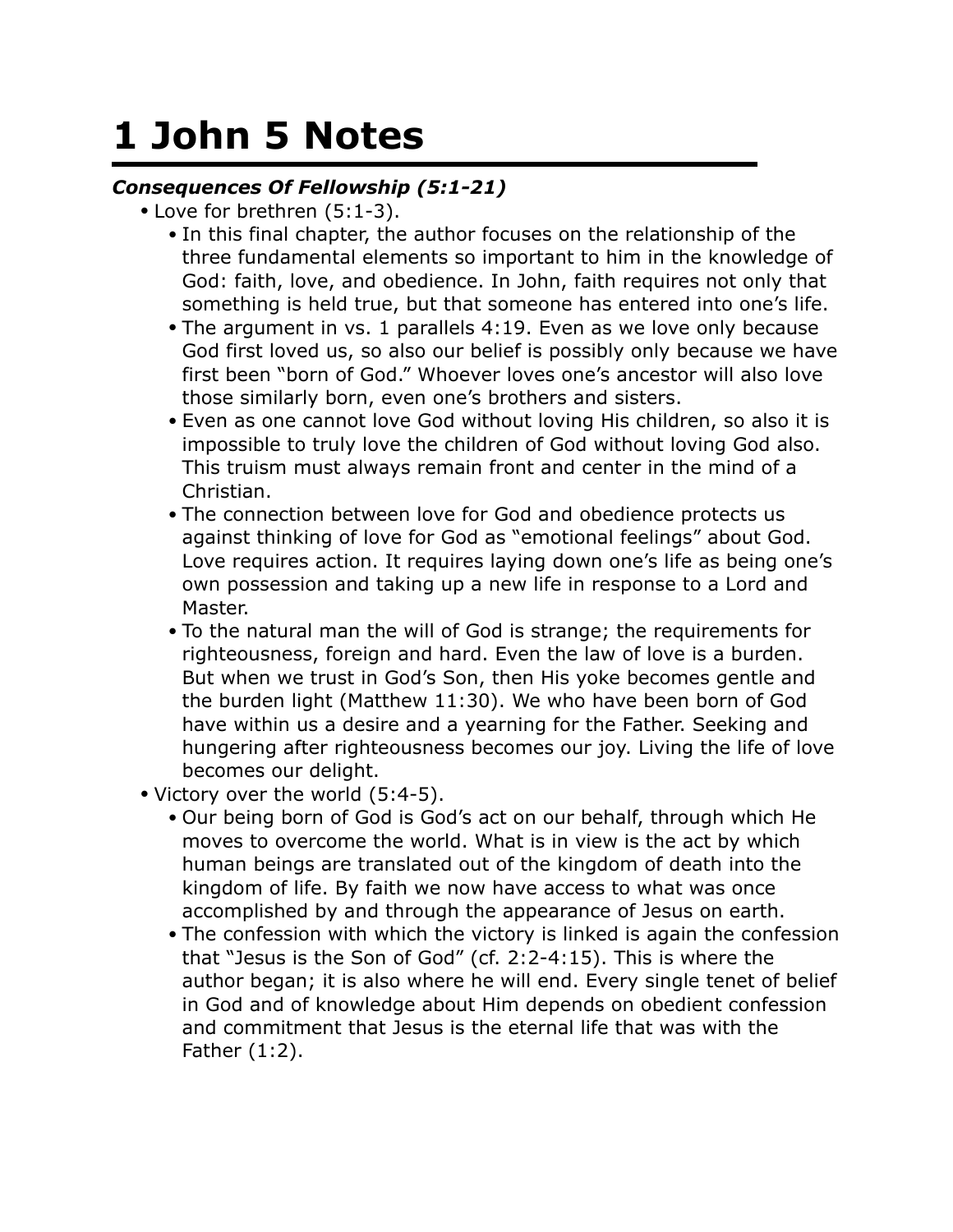# 1 John 5 Notes

***Consequences Of Fellowship (5:1-21)***

- Love for brethren (5:1-3).
  - In this final chapter, the author focuses on the relationship of the three fundamental elements so important to him in the knowledge of God: faith, love, and obedience. In John, faith requires not only that something is held true, but that someone has entered into one's life.
  - The argument in vs. 1 parallels 4:19. Even as we love only because God first loved us, so also our belief is possibly only because we have first been "born of God." Whoever loves one's ancestor will also love those similarly born, even one's brothers and sisters.
  - Even as one cannot love God without loving His children, so also it is impossible to truly love the children of God without loving God also. This truism must always remain front and center in the mind of a Christian.
  - The connection between love for God and obedience protects us against thinking of love for God as "emotional feelings" about God. Love requires action. It requires laying down one's life as being one's own possession and taking up a new life in response to a Lord and Master.
  - To the natural man the will of God is strange; the requirements for righteousness, foreign and hard. Even the law of love is a burden. But when we trust in God's Son, then His yoke becomes gentle and the burden light (Matthew 11:30). We who have been born of God have within us a desire and a yearning for the Father. Seeking and hungering after righteousness becomes our joy. Living the life of love becomes our delight.
- Victory over the world (5:4-5).
  - Our being born of God is God's act on our behalf, through which He moves to overcome the world. What is in view is the act by which human beings are translated out of the kingdom of death into the kingdom of life. By faith we now have access to what was once accomplished by and through the appearance of Jesus on earth.
  - The confession with which the victory is linked is again the confession that "Jesus is the Son of God" (cf. 2:2-4:15). This is where the author began; it is also where he will end. Every single tenet of belief in God and of knowledge about Him depends on obedient confession and commitment that Jesus is the eternal life that was with the Father (1:2).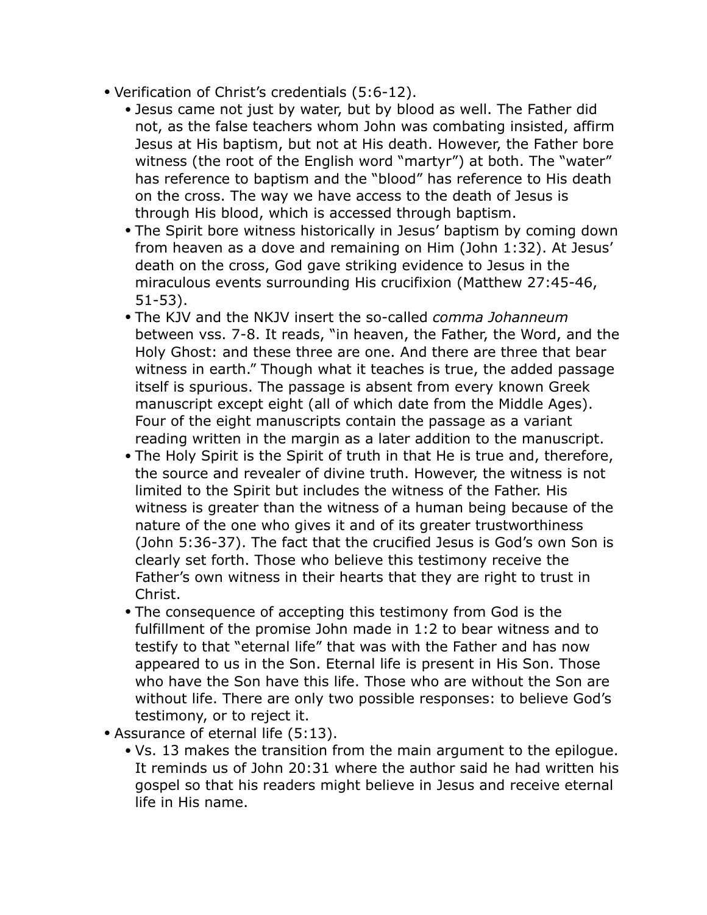- Verification of Christ's credentials (5:6-12).
  - Jesus came not just by water, but by blood as well. The Father did not, as the false teachers whom John was combating insisted, affirm Jesus at His baptism, but not at His death. However, the Father bore witness (the root of the English word "martyr") at both. The "water" has reference to baptism and the "blood" has reference to His death on the cross. The way we have access to the death of Jesus is through His blood, which is accessed through baptism.
  - The Spirit bore witness historically in Jesus' baptism by coming down from heaven as a dove and remaining on Him (John 1:32). At Jesus' death on the cross, God gave striking evidence to Jesus in the miraculous events surrounding His crucifixion (Matthew 27:45-46, 51-53).
  - The KJV and the NKJV insert the so-called *comma Johanneum* between vss. 7-8. It reads, "in heaven, the Father, the Word, and the Holy Ghost: and these three are one. And there are three that bear witness in earth." Though what it teaches is true, the added passage itself is spurious. The passage is absent from every known Greek manuscript except eight (all of which date from the Middle Ages). Four of the eight manuscripts contain the passage as a variant reading written in the margin as a later addition to the manuscript.
  - The Holy Spirit is the Spirit of truth in that He is true and, therefore, the source and revealer of divine truth. However, the witness is not limited to the Spirit but includes the witness of the Father. His witness is greater than the witness of a human being because of the nature of the one who gives it and of its greater trustworthiness (John 5:36-37). The fact that the crucified Jesus is God's own Son is clearly set forth. Those who believe this testimony receive the Father's own witness in their hearts that they are right to trust in Christ.
  - The consequence of accepting this testimony from God is the fulfillment of the promise John made in 1:2 to bear witness and to testify to that "eternal life" that was with the Father and has now appeared to us in the Son. Eternal life is present in His Son. Those who have the Son have this life. Those who are without the Son are without life. There are only two possible responses: to believe God's testimony, or to reject it.
- Assurance of eternal life (5:13).
  - Vs. 13 makes the transition from the main argument to the epilogue. It reminds us of John 20:31 where the author said he had written his gospel so that his readers might believe in Jesus and receive eternal life in His name.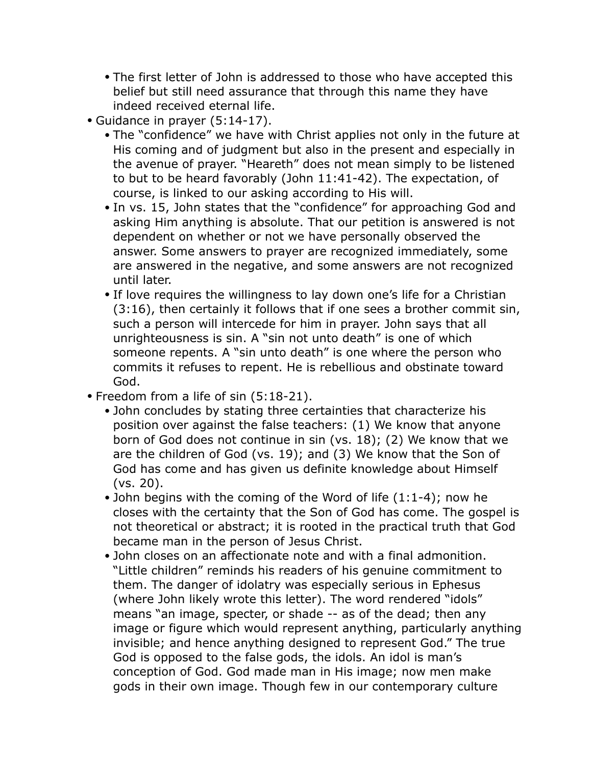- The first letter of John is addressed to those who have accepted this belief but still need assurance that through this name they have indeed received eternal life.
- Guidance in prayer (5:14-17).
    - The "confidence" we have with Christ applies not only in the future at His coming and of judgment but also in the present and especially in the avenue of prayer. "Heareth" does not mean simply to be listened to but to be heard favorably (John 11:41-42). The expectation, of course, is linked to our asking according to His will.
    - In vs. 15, John states that the "confidence" for approaching God and asking Him anything is absolute. That our petition is answered is not dependent on whether or not we have personally observed the answer. Some answers to prayer are recognized immediately, some are answered in the negative, and some answers are not recognized until later.
    - If love requires the willingness to lay down one's life for a Christian (3:16), then certainly it follows that if one sees a brother commit sin, such a person will intercede for him in prayer. John says that all unrighteousness is sin. A "sin not unto death" is one of which someone repents. A "sin unto death" is one where the person who commits it refuses to repent. He is rebellious and obstinate toward God.
- Freedom from a life of sin (5:18-21).
    - John concludes by stating three certainties that characterize his position over against the false teachers: (1) We know that anyone born of God does not continue in sin (vs. 18); (2) We know that we are the children of God (vs. 19); and (3) We know that the Son of God has come and has given us definite knowledge about Himself (vs. 20).
    - John begins with the coming of the Word of life (1:1-4); now he closes with the certainty that the Son of God has come. The gospel is not theoretical or abstract; it is rooted in the practical truth that God became man in the person of Jesus Christ.
    - John closes on an affectionate note and with a final admonition. "Little children" reminds his readers of his genuine commitment to them. The danger of idolatry was especially serious in Ephesus (where John likely wrote this letter). The word rendered "idols" means "an image, specter, or shade -- as of the dead; then any image or figure which would represent anything, particularly anything invisible; and hence anything designed to represent God." The true God is opposed to the false gods, the idols. An idol is man's conception of God. God made man in His image; now men make gods in their own image. Though few in our contemporary culture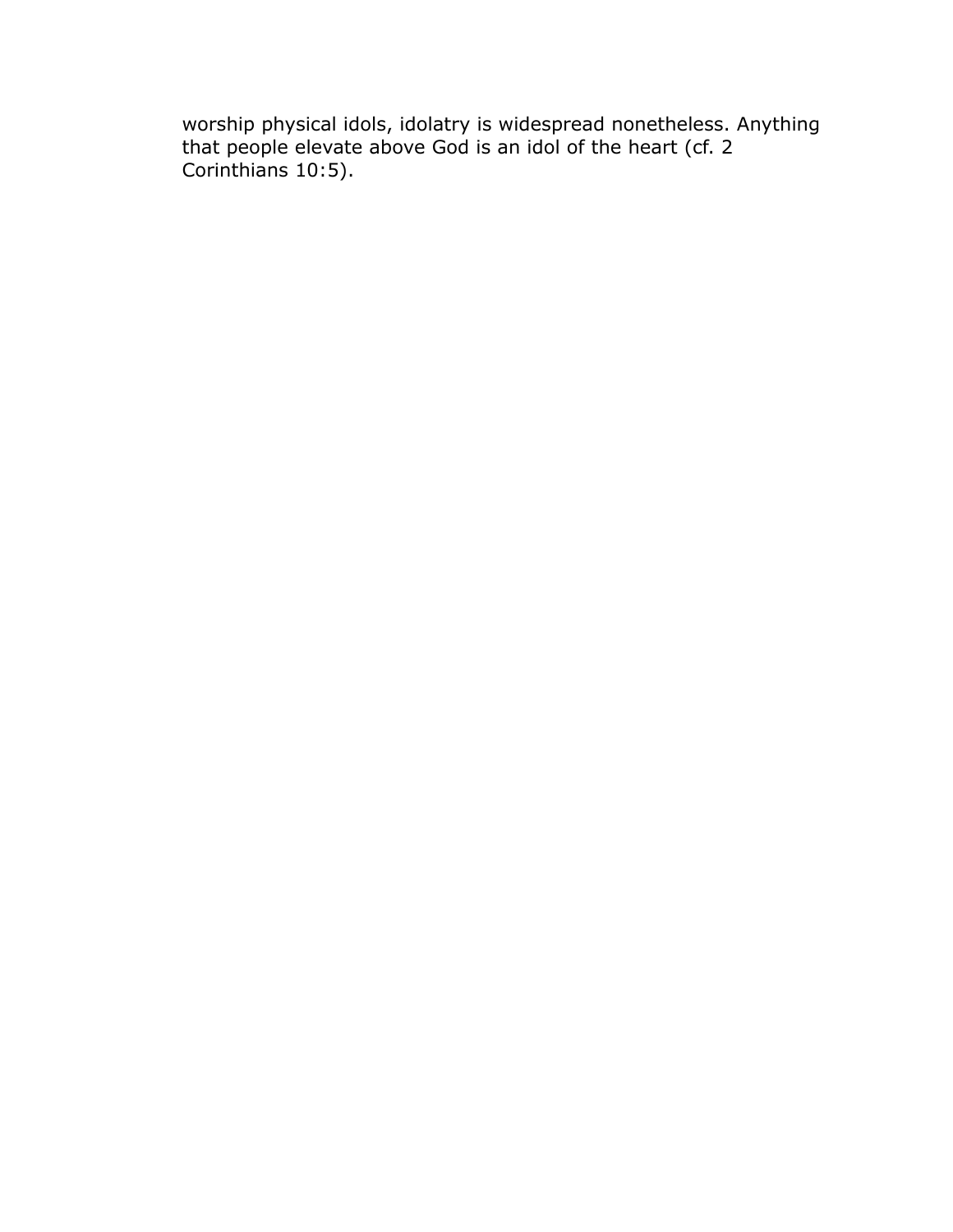worship physical idols, idolatry is widespread nonetheless. Anything that people elevate above God is an idol of the heart (cf. 2 Corinthians 10:5).